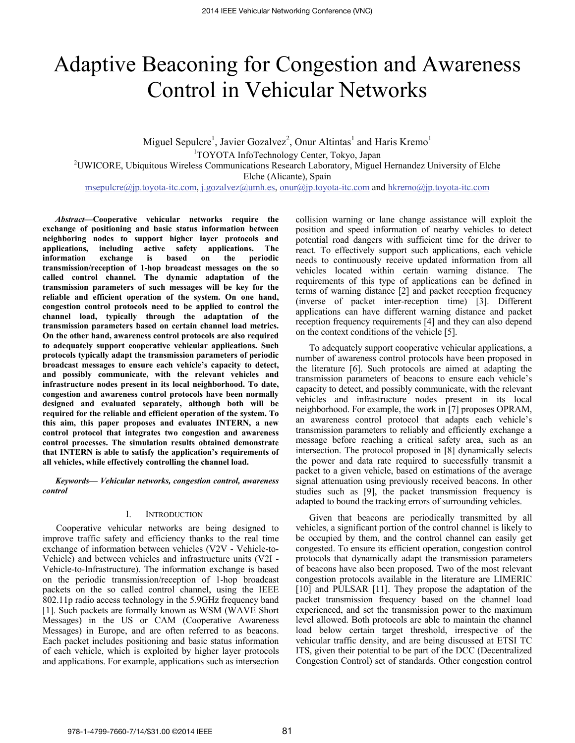# Adaptive Beaconing for Congestion and Awareness Control in Vehicular Networks

Miguel Sepulcre[1], Javier Gozalvez[2], Onur Altintas[1] and Haris Kremo[1]

[1]TOYOTA InfoTechnology Center, Tokyo, Japan

[2]UWICORE, Ubiquitous Wireless Communications Research Laboratory, Miguel Hernandez University of Elche Elche (Alicante), Spain

msepulcre@jp.toyota-itc.com, j.gozalvez@umh.es, onur@jp.toyota-itc.com and hkremo@jp.toyota-itc.com

***Abstract*—Cooperative vehicular networks require the exchange of positioning and basic status information between neighboring nodes to support higher layer protocols and applications, including active safety applications. The information exchange is based on the periodic transmission/reception of 1-hop broadcast messages on the so called control channel. The dynamic adaptation of the transmission parameters of such messages will be key for the reliable and efficient operation of the system. On one hand, congestion control protocols need to be applied to control the channel load, typically through the adaptation of the transmission parameters based on certain channel load metrics. On the other hand, awareness control protocols are also required to adequately support cooperative vehicular applications. Such protocols typically adapt the transmission parameters of periodic broadcast messages to ensure each vehicle's capacity to detect, and possibly communicate, with the relevant vehicles and infrastructure nodes present in its local neighborhood. To date, congestion and awareness control protocols have been normally designed and evaluated separately, although both will be required for the reliable and efficient operation of the system. To this aim, this paper proposes and evaluates INTERN, a new control protocol that integrates two congestion and awareness control processes. The simulation results obtained demonstrate that INTERN is able to satisfy the application's requirements of all vehicles, while effectively controlling the channel load.**

***Keywords— Vehicular networks, congestion control, awareness control***

## I. INTRODUCTION

Cooperative vehicular networks are being designed to improve traffic safety and efficiency thanks to the real time exchange of information between vehicles (V2V - Vehicle-to-Vehicle) and between vehicles and infrastructure units (V2I - Vehicle-to-Infrastructure). The information exchange is based on the periodic transmission/reception of 1-hop broadcast packets on the so called control channel, using the IEEE 802.11p radio access technology in the 5.9GHz frequency band [1]. Such packets are formally known as WSM (WAVE Short Messages) in the US or CAM (Cooperative Awareness Messages) in Europe, and are often referred to as beacons. Each packet includes positioning and basic status information of each vehicle, which is exploited by higher layer protocols and applications. For example, applications such as intersection collision warning or lane change assistance will exploit the position and speed information of nearby vehicles to detect potential road dangers with sufficient time for the driver to react. To effectively support such applications, each vehicle needs to continuously receive updated information from all vehicles located within certain warning distance. The requirements of this type of applications can be defined in terms of warning distance [2] and packet reception frequency (inverse of packet inter-reception time) [3]. Different applications can have different warning distance and packet reception frequency requirements [4] and they can also depend on the context conditions of the vehicle [5].

To adequately support cooperative vehicular applications, a number of awareness control protocols have been proposed in the literature [6]. Such protocols are aimed at adapting the transmission parameters of beacons to ensure each vehicle's capacity to detect, and possibly communicate, with the relevant vehicles and infrastructure nodes present in its local neighborhood. For example, the work in [7] proposes OPRAM, an awareness control protocol that adapts each vehicle's transmission parameters to reliably and efficiently exchange a message before reaching a critical safety area, such as an intersection. The protocol proposed in [8] dynamically selects the power and data rate required to successfully transmit a packet to a given vehicle, based on estimations of the average signal attenuation using previously received beacons. In other studies such as [9], the packet transmission frequency is adapted to bound the tracking errors of surrounding vehicles.

Given that beacons are periodically transmitted by all vehicles, a significant portion of the control channel is likely to be occupied by them, and the control channel can easily get congested. To ensure its efficient operation, congestion control protocols that dynamically adapt the transmission parameters of beacons have also been proposed. Two of the most relevant congestion protocols available in the literature are LIMERIC [10] and PULSAR [11]. They propose the adaptation of the packet transmission frequency based on the channel load experienced, and set the transmission power to the maximum level allowed. Both protocols are able to maintain the channel load below certain target threshold, irrespective of the vehicular traffic density, and are being discussed at ETSI TC ITS, given their potential to be part of the DCC (Decentralized Congestion Control) set of standards. Other congestion control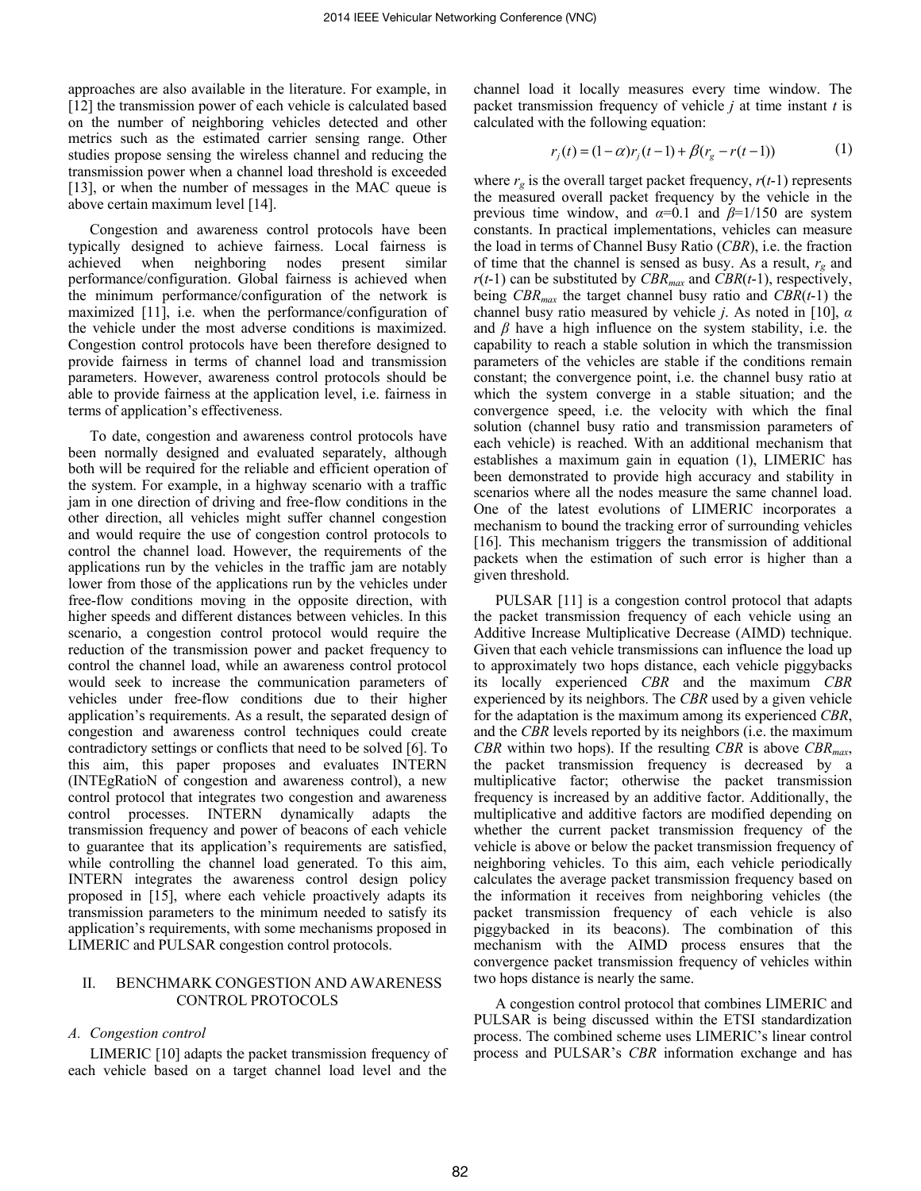approaches are also available in the literature. For example, in [12] the transmission power of each vehicle is calculated based on the number of neighboring vehicles detected and other metrics such as the estimated carrier sensing range. Other studies propose sensing the wireless channel and reducing the transmission power when a channel load threshold is exceeded [13], or when the number of messages in the MAC queue is above certain maximum level [14].

Congestion and awareness control protocols have been typically designed to achieve fairness. Local fairness is achieved when neighboring nodes present similar performance/configuration. Global fairness is achieved when the minimum performance/configuration of the network is maximized [11], i.e. when the performance/configuration of the vehicle under the most adverse conditions is maximized. Congestion control protocols have been therefore designed to provide fairness in terms of channel load and transmission parameters. However, awareness control protocols should be able to provide fairness at the application level, i.e. fairness in terms of application's effectiveness.

To date, congestion and awareness control protocols have been normally designed and evaluated separately, although both will be required for the reliable and efficient operation of the system. For example, in a highway scenario with a traffic jam in one direction of driving and free-flow conditions in the other direction, all vehicles might suffer channel congestion and would require the use of congestion control protocols to control the channel load. However, the requirements of the applications run by the vehicles in the traffic jam are notably lower from those of the applications run by the vehicles under free-flow conditions moving in the opposite direction, with higher speeds and different distances between vehicles. In this scenario, a congestion control protocol would require the reduction of the transmission power and packet frequency to control the channel load, while an awareness control protocol would seek to increase the communication parameters of vehicles under free-flow conditions due to their higher application's requirements. As a result, the separated design of congestion and awareness control techniques could create contradictory settings or conflicts that need to be solved [6]. To this aim, this paper proposes and evaluates INTERN (INTEgRatioN of congestion and awareness control), a new control protocol that integrates two congestion and awareness control processes. INTERN dynamically adapts the transmission frequency and power of beacons of each vehicle to guarantee that its application's requirements are satisfied, while controlling the channel load generated. To this aim, INTERN integrates the awareness control design policy proposed in [15], where each vehicle proactively adapts its transmission parameters to the minimum needed to satisfy its application's requirements, with some mechanisms proposed in LIMERIC and PULSAR congestion control protocols.

## II. BENCHMARK CONGESTION AND AWARENESS CONTROL PROTOCOLS

### *A. Congestion control*

LIMERIC [10] adapts the packet transmission frequency of each vehicle based on a target channel load level and the channel load it locally measures every time window. The packet transmission frequency of vehicle *j* at time instant *t* is calculated with the following equation:

$$r_j(t) = (1-\alpha)r_j(t-1) + \beta(r_g - r(t-1)) \tag{1}$$

where $r_g$ is the overall target packet frequency, $r(t-1)$ represents the measured overall packet frequency by the vehicle in the previous time window, and $\alpha$=0.1 and $\beta$=1/150 are system constants. In practical implementations, vehicles can measure the load in terms of Channel Busy Ratio (*CBR*), i.e. the fraction of time that the channel is sensed as busy. As a result, $r_g$ and $r(t-1)$ can be substituted by $CBR_{max}$ and $CBR(t-1)$, respectively, being $CBR_{max}$ the target channel busy ratio and $CBR(t-1)$ the channel busy ratio measured by vehicle *j*. As noted in [10], $\alpha$ and $\beta$ have a high influence on the system stability, i.e. the capability to reach a stable solution in which the transmission parameters of the vehicles are stable if the conditions remain constant; the convergence point, i.e. the channel busy ratio at which the system converge in a stable situation; and the convergence speed, i.e. the velocity with which the final solution (channel busy ratio and transmission parameters of each vehicle) is reached. With an additional mechanism that establishes a maximum gain in equation (1), LIMERIC has been demonstrated to provide high accuracy and stability in scenarios where all the nodes measure the same channel load. One of the latest evolutions of LIMERIC incorporates a mechanism to bound the tracking error of surrounding vehicles [16]. This mechanism triggers the transmission of additional packets when the estimation of such error is higher than a given threshold.

PULSAR [11] is a congestion control protocol that adapts the packet transmission frequency of each vehicle using an Additive Increase Multiplicative Decrease (AIMD) technique. Given that each vehicle transmissions can influence the load up to approximately two hops distance, each vehicle piggybacks its locally experienced *CBR* and the maximum *CBR* experienced by its neighbors. The *CBR* used by a given vehicle for the adaptation is the maximum among its experienced *CBR*, and the *CBR* levels reported by its neighbors (i.e. the maximum *CBR* within two hops). If the resulting *CBR* is above $CBR_{max}$, the packet transmission frequency is decreased by a multiplicative factor; otherwise the packet transmission frequency is increased by an additive factor. Additionally, the multiplicative and additive factors are modified depending on whether the current packet transmission frequency of the vehicle is above or below the packet transmission frequency of neighboring vehicles. To this aim, each vehicle periodically calculates the average packet transmission frequency based on the information it receives from neighboring vehicles (the packet transmission frequency of each vehicle is also piggybacked in its beacons). The combination of this mechanism with the AIMD process ensures that the convergence packet transmission frequency of vehicles within two hops distance is nearly the same.

A congestion control protocol that combines LIMERIC and PULSAR is being discussed within the ETSI standardization process. The combined scheme uses LIMERIC's linear control process and PULSAR's *CBR* information exchange and has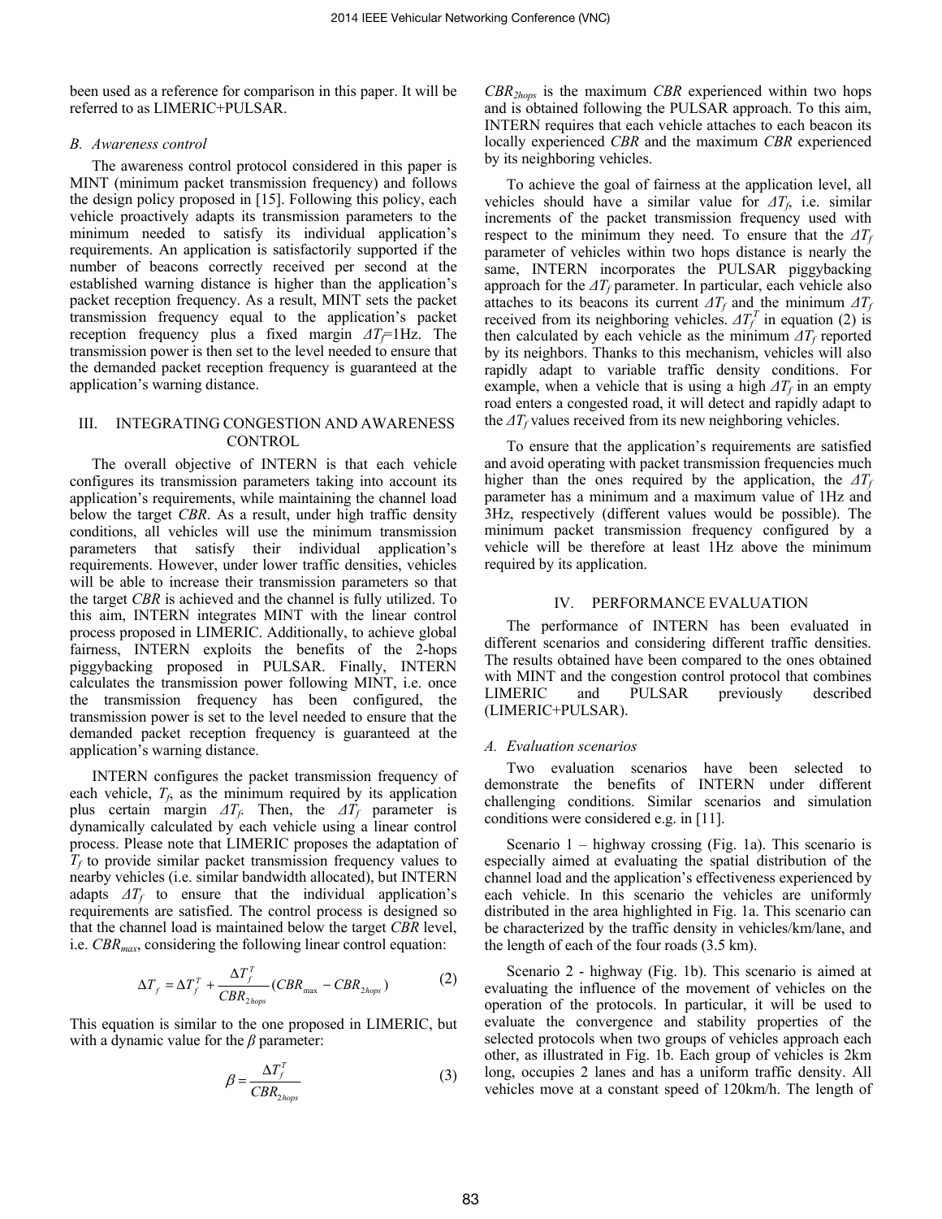been used as a reference for comparison in this paper. It will be referred to as LIMERIC+PULSAR.

### *B. Awareness control*

The awareness control protocol considered in this paper is MINT (minimum packet transmission frequency) and follows the design policy proposed in [15]. Following this policy, each vehicle proactively adapts its transmission parameters to the minimum needed to satisfy its individual application's requirements. An application is satisfactorily supported if the number of beacons correctly received per second at the established warning distance is higher than the application's packet reception frequency. As a result, MINT sets the packet transmission frequency equal to the application's packet reception frequency plus a fixed margin $\Delta T_f$=1Hz. The transmission power is then set to the level needed to ensure that the demanded packet reception frequency is guaranteed at the application's warning distance.

## III. INTEGRATING CONGESTION AND AWARENESS CONTROL

The overall objective of INTERN is that each vehicle configures its transmission parameters taking into account its application's requirements, while maintaining the channel load below the target *CBR*. As a result, under high traffic density conditions, all vehicles will use the minimum transmission parameters that satisfy their individual application's requirements. However, under lower traffic densities, vehicles will be able to increase their transmission parameters so that the target *CBR* is achieved and the channel is fully utilized. To this aim, INTERN integrates MINT with the linear control process proposed in LIMERIC. Additionally, to achieve global fairness, INTERN exploits the benefits of the 2-hops piggybacking proposed in PULSAR. Finally, INTERN calculates the transmission power following MINT, i.e. once the transmission frequency has been configured, the transmission power is set to the level needed to ensure that the demanded packet reception frequency is guaranteed at the application's warning distance.

INTERN configures the packet transmission frequency of each vehicle, $T_f$, as the minimum required by its application plus certain margin $\Delta T_f$. Then, the $\Delta T_f$ parameter is dynamically calculated by each vehicle using a linear control process. Please note that LIMERIC proposes the adaptation of $T_f$ to provide similar packet transmission frequency values to nearby vehicles (i.e. similar bandwidth allocated), but INTERN adapts $\Delta T_f$ to ensure that the individual application's requirements are satisfied. The control process is designed so that the channel load is maintained below the target *CBR* level, i.e. $CBR_{max}$, considering the following linear control equation:

$$\Delta T_f = \Delta T_f^T + \frac{\Delta T_f^T}{CBR_{2hops}}(CBR_{\max} - CBR_{2hops}) \tag{2}$$

This equation is similar to the one proposed in LIMERIC, but with a dynamic value for the $\beta$ parameter:

$$\beta = \frac{\Delta T_f^T}{CBR_{2hops}} \tag{3}$$

$CBR_{2hops}$ is the maximum *CBR* experienced within two hops and is obtained following the PULSAR approach. To this aim, INTERN requires that each vehicle attaches to each beacon its locally experienced *CBR* and the maximum *CBR* experienced by its neighboring vehicles.

To achieve the goal of fairness at the application level, all vehicles should have a similar value for $\Delta T_f$, i.e. similar increments of the packet transmission frequency used with respect to the minimum they need. To ensure that the $\Delta T_f$ parameter of vehicles within two hops distance is nearly the same, INTERN incorporates the PULSAR piggybacking approach for the $\Delta T_f$ parameter. In particular, each vehicle also attaches to its beacons its current $\Delta T_f$ and the minimum $\Delta T_f$ received from its neighboring vehicles. $\Delta T_f^T$ in equation (2) is then calculated by each vehicle as the minimum $\Delta T_f$ reported by its neighbors. Thanks to this mechanism, vehicles will also rapidly adapt to variable traffic density conditions. For example, when a vehicle that is using a high $\Delta T_f$ in an empty road enters a congested road, it will detect and rapidly adapt to the $\Delta T_f$ values received from its new neighboring vehicles.

To ensure that the application's requirements are satisfied and avoid operating with packet transmission frequencies much higher than the ones required by the application, the $\Delta T_f$ parameter has a minimum and a maximum value of 1Hz and 3Hz, respectively (different values would be possible). The minimum packet transmission frequency configured by a vehicle will be therefore at least 1Hz above the minimum required by its application.

## IV. PERFORMANCE EVALUATION

The performance of INTERN has been evaluated in different scenarios and considering different traffic densities. The results obtained have been compared to the ones obtained with MINT and the congestion control protocol that combines LIMERIC and PULSAR previously described (LIMERIC+PULSAR).

### *A. Evaluation scenarios*

Two evaluation scenarios have been selected to demonstrate the benefits of INTERN under different challenging conditions. Similar scenarios and simulation conditions were considered e.g. in [11].

Scenario 1 – highway crossing (Fig. 1a). This scenario is especially aimed at evaluating the spatial distribution of the channel load and the application's effectiveness experienced by each vehicle. In this scenario the vehicles are uniformly distributed in the area highlighted in Fig. 1a. This scenario can be characterized by the traffic density in vehicles/km/lane, and the length of each of the four roads (3.5 km).

Scenario 2 - highway (Fig. 1b). This scenario is aimed at evaluating the influence of the movement of vehicles on the operation of the protocols. In particular, it will be used to evaluate the convergence and stability properties of the selected protocols when two groups of vehicles approach each other, as illustrated in Fig. 1b. Each group of vehicles is 2km long, occupies 2 lanes and has a uniform traffic density. All vehicles move at a constant speed of 120km/h. The length of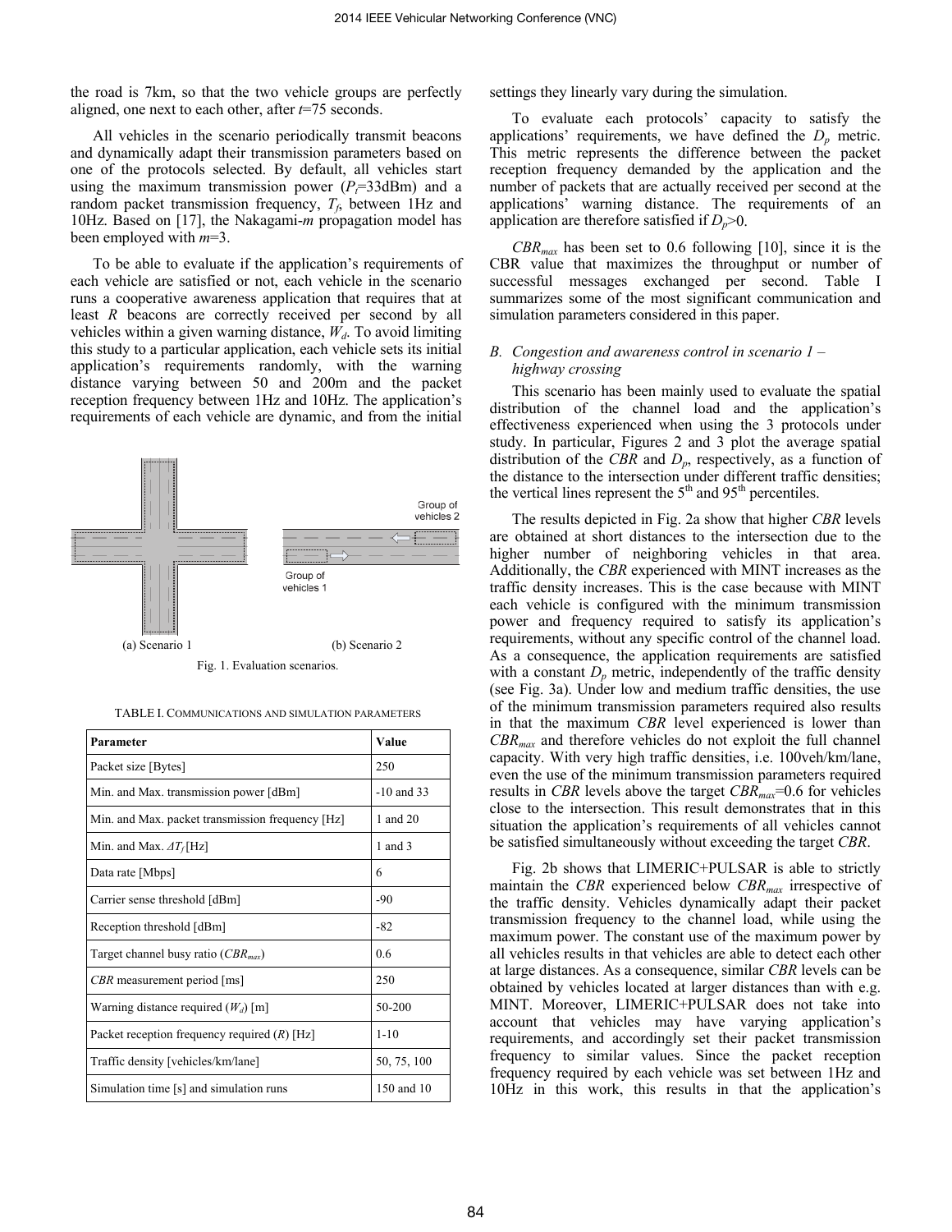the road is 7km, so that the two vehicle groups are perfectly aligned, one next to each other, after $t$=75 seconds.

All vehicles in the scenario periodically transmit beacons and dynamically adapt their transmission parameters based on one of the protocols selected. By default, all vehicles start using the maximum transmission power ($P_t$=33dBm) and a random packet transmission frequency, $T_f$, between 1Hz and 10Hz. Based on [17], the Nakagami-$m$ propagation model has been employed with $m$=3.

To be able to evaluate if the application's requirements of each vehicle are satisfied or not, each vehicle in the scenario runs a cooperative awareness application that requires that at least $R$ beacons are correctly received per second by all vehicles within a given warning distance, $W_d$. To avoid limiting this study to a particular application, each vehicle sets its initial application's requirements randomly, with the warning distance varying between 50 and 200m and the packet reception frequency between 1Hz and 10Hz. The application's requirements of each vehicle are dynamic, and from the initial settings they linearly vary during the simulation.

(a) Scenario 1 (b) Scenario 2

Fig. 1. Evaluation scenarios.

TABLE I. COMMUNICATIONS AND SIMULATION PARAMETERS

| Parameter | Value |
| --- | --- |
| Packet size [Bytes] | 250 |
| Min. and Max. transmission power [dBm] | -10 and 33 |
| Min. and Max. packet transmission frequency [Hz] | 1 and 20 |
| Min. and Max. $\Delta T_f$ [Hz] | 1 and 3 |
| Data rate [Mbps] | 6 |
| Carrier sense threshold [dBm] | -90 |
| Reception threshold [dBm] | -82 |
| Target channel busy ratio ($CBR_{max}$) | 0.6 |
| $CBR$ measurement period [ms] | 250 |
| Warning distance required ($W_d$) [m] | 50-200 |
| Packet reception frequency required ($R$) [Hz] | 1-10 |
| Traffic density [vehicles/km/lane] | 50, 75, 100 |
| Simulation time [s] and simulation runs | 150 and 10 |

To evaluate each protocols' capacity to satisfy the applications' requirements, we have defined the $D_p$ metric. This metric represents the difference between the packet reception frequency demanded by the application and the number of packets that are actually received per second at the applications' warning distance. The requirements of an application are therefore satisfied if $D_p$>0.

$CBR_{max}$ has been set to 0.6 following [10], since it is the CBR value that maximizes the throughput or number of successful messages exchanged per second. Table I summarizes some of the most significant communication and simulation parameters considered in this paper.

### B. Congestion and awareness control in scenario 1 – highway crossing

This scenario has been mainly used to evaluate the spatial distribution of the channel load and the application's effectiveness experienced when using the 3 protocols under study. In particular, Figures 2 and 3 plot the average spatial distribution of the $CBR$ and $D_p$, respectively, as a function of the distance to the intersection under different traffic densities; the vertical lines represent the 5th and 95th percentiles.

The results depicted in Fig. 2a show that higher $CBR$ levels are obtained at short distances to the intersection due to the higher number of neighboring vehicles in that area. Additionally, the $CBR$ experienced with MINT increases as the traffic density increases. This is the case because with MINT each vehicle is configured with the minimum transmission power and frequency required to satisfy its application's requirements, without any specific control of the channel load. As a consequence, the application requirements are satisfied with a constant $D_p$ metric, independently of the traffic density (see Fig. 3a). Under low and medium traffic densities, the use of the minimum transmission parameters required also results in that the maximum $CBR$ level experienced is lower than $CBR_{max}$ and therefore vehicles do not exploit the full channel capacity. With very high traffic densities, i.e. 100veh/km/lane, even the use of the minimum transmission parameters required results in $CBR$ levels above the target $CBR_{max}$=0.6 for vehicles close to the intersection. This result demonstrates that in this situation the application's requirements of all vehicles cannot be satisfied simultaneously without exceeding the target $CBR$.

Fig. 2b shows that LIMERIC+PULSAR is able to strictly maintain the $CBR$ experienced below $CBR_{max}$ irrespective of the traffic density. Vehicles dynamically adapt their packet transmission frequency to the channel load, while using the maximum power. The constant use of the maximum power by all vehicles results in that vehicles are able to detect each other at large distances. As a consequence, similar $CBR$ levels can be obtained by vehicles located at larger distances than with e.g. MINT. Moreover, LIMERIC+PULSAR does not take into account that vehicles may have varying application's requirements, and accordingly set their packet transmission frequency to similar values. Since the packet reception frequency required by each vehicle was set between 1Hz and 10Hz in this work, this results in that the application's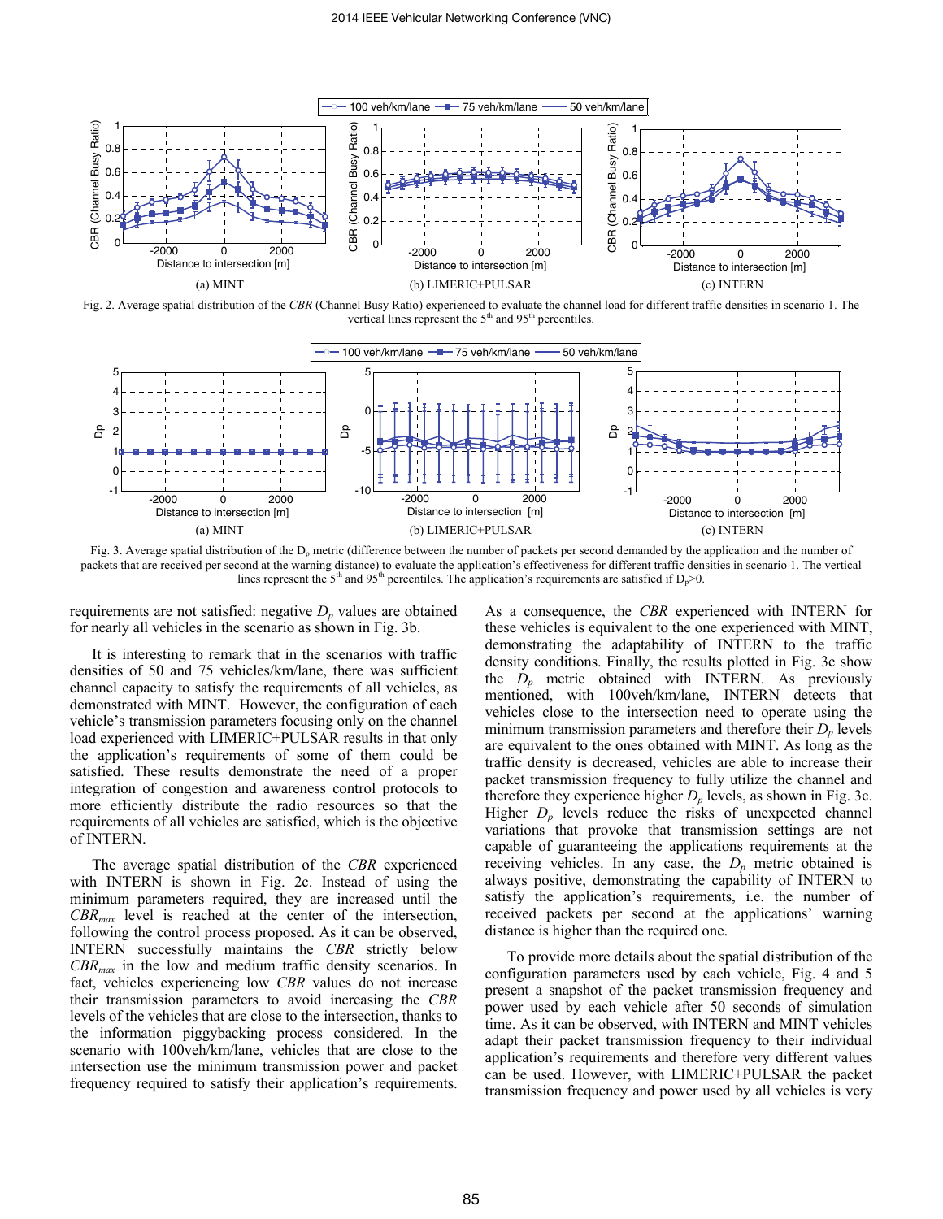Fig. 2. Average spatial distribution of the *CBR* (Channel Busy Ratio) experienced to evaluate the channel load for different traffic densities in scenario 1. The vertical lines represent the 5[th] and 95[th] percentiles.

Fig. 3. Average spatial distribution of the $D_p$ metric (difference between the number of packets per second demanded by the application and the number of packets that are received per second at the warning distance) to evaluate the application's effectiveness for different traffic densities in scenario 1. The vertical lines represent the 5[th] and 95[th] percentiles. The application's requirements are satisfied if $D_p$>0.

requirements are not satisfied: negative $D_p$ values are obtained for nearly all vehicles in the scenario as shown in Fig. 3b.

It is interesting to remark that in the scenarios with traffic densities of 50 and 75 vehicles/km/lane, there was sufficient channel capacity to satisfy the requirements of all vehicles, as demonstrated with MINT. However, the configuration of each vehicle's transmission parameters focusing only on the channel load experienced with LIMERIC+PULSAR results in that only the application's requirements of some of them could be satisfied. These results demonstrate the need of a proper integration of congestion and awareness control protocols to more efficiently distribute the radio resources so that the requirements of all vehicles are satisfied, which is the objective of INTERN.

The average spatial distribution of the *CBR* experienced with INTERN is shown in Fig. 2c. Instead of using the minimum parameters required, they are increased until the $CBR_{max}$ level is reached at the center of the intersection, following the control process proposed. As it can be observed, INTERN successfully maintains the *CBR* strictly below $CBR_{max}$ in the low and medium traffic density scenarios. In fact, vehicles experiencing low *CBR* values do not increase their transmission parameters to avoid increasing the *CBR* levels of the vehicles that are close to the intersection, thanks to the information piggybacking process considered. In the scenario with 100veh/km/lane, vehicles that are close to the intersection use the minimum transmission power and packet frequency required to satisfy their application's requirements. As a consequence, the *CBR* experienced with INTERN for these vehicles is equivalent to the one experienced with MINT, demonstrating the adaptability of INTERN to the traffic density conditions. Finally, the results plotted in Fig. 3c show the $D_p$ metric obtained with INTERN. As previously mentioned, with 100veh/km/lane, INTERN detects that vehicles close to the intersection need to operate using the minimum transmission parameters and therefore their $D_p$ levels are equivalent to the ones obtained with MINT. As long as the traffic density is decreased, vehicles are able to increase their packet transmission frequency to fully utilize the channel and therefore they experience higher $D_p$ levels, as shown in Fig. 3c. Higher $D_p$ levels reduce the risks of unexpected channel variations that provoke that transmission settings are not capable of guaranteeing the applications requirements at the receiving vehicles. In any case, the $D_p$ metric obtained is always positive, demonstrating the capability of INTERN to satisfy the application's requirements, i.e. the number of received packets per second at the applications' warning distance is higher than the required one.

To provide more details about the spatial distribution of the configuration parameters used by each vehicle, Fig. 4 and 5 present a snapshot of the packet transmission frequency and power used by each vehicle after 50 seconds of simulation time. As it can be observed, with INTERN and MINT vehicles adapt their packet transmission frequency to their individual application's requirements and therefore very different values can be used. However, with LIMERIC+PULSAR the packet transmission frequency and power used by all vehicles is very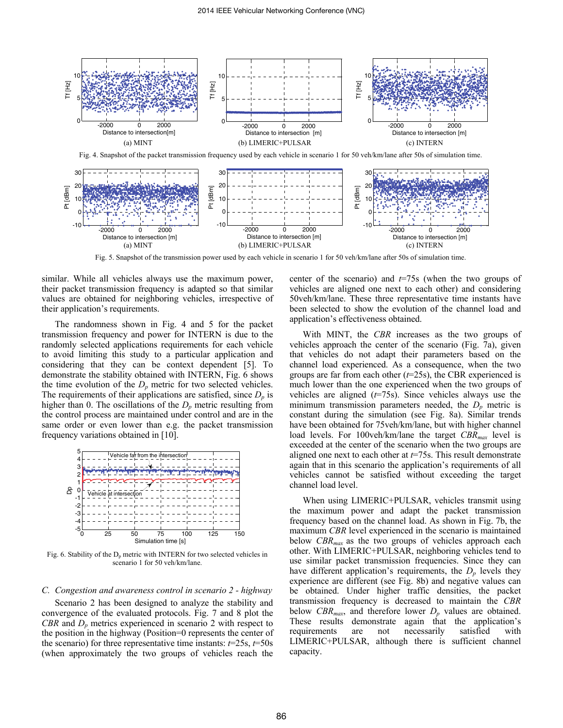Fig. 4. Snapshot of the packet transmission frequency used by each vehicle in scenario 1 for 50 veh/km/lane after 50s of simulation time.

Fig. 5. Snapshot of the transmission power used by each vehicle in scenario 1 for 50 veh/km/lane after 50s of simulation time.

similar. While all vehicles always use the maximum power, their packet transmission frequency is adapted so that similar values are obtained for neighboring vehicles, irrespective of their application's requirements.

The randomness shown in Fig. 4 and 5 for the packet transmission frequency and power for INTERN is due to the randomly selected applications requirements for each vehicle to avoid limiting this study to a particular application and considering that they can be context dependent [5]. To demonstrate the stability obtained with INTERN, Fig. 6 shows the time evolution of the $D_p$ metric for two selected vehicles. The requirements of their applications are satisfied, since $D_p$ is higher than 0. The oscillations of the $D_p$ metric resulting from the control process are maintained under control and are in the same order or even lower than e.g. the packet transmission frequency variations obtained in [10].

Fig. 6. Stability of the $D_p$ metric with INTERN for two selected vehicles in scenario 1 for 50 veh/km/lane.

### C. Congestion and awareness control in scenario 2 - highway

Scenario 2 has been designed to analyze the stability and convergence of the evaluated protocols. Fig. 7 and 8 plot the *CBR* and $D_p$ metrics experienced in scenario 2 with respect to the position in the highway (Position=0 represents the center of the scenario) for three representative time instants: $t$=25s, $t$=50s (when approximately the two groups of vehicles reach the center of the scenario) and $t$=75s (when the two groups of vehicles are aligned one next to each other) and considering 50veh/km/lane. These three representative time instants have been selected to show the evolution of the channel load and application's effectiveness obtained.

With MINT, the *CBR* increases as the two groups of vehicles approach the center of the scenario (Fig. 7a), given that vehicles do not adapt their parameters based on the channel load experienced. As a consequence, when the two groups are far from each other ($t$=25s), the CBR experienced is much lower than the one experienced when the two groups of vehicles are aligned ($t$=75s). Since vehicles always use the minimum transmission parameters needed, the $D_p$ metric is constant during the simulation (see Fig. 8a). Similar trends have been obtained for 75veh/km/lane, but with higher channel load levels. For 100veh/km/lane the target $CBR_{max}$ level is exceeded at the center of the scenario when the two groups are aligned one next to each other at $t$=75s. This result demonstrate again that in this scenario the application's requirements of all vehicles cannot be satisfied without exceeding the target channel load level.

When using LIMERIC+PULSAR, vehicles transmit using the maximum power and adapt the packet transmission frequency based on the channel load. As shown in Fig. 7b, the maximum *CBR* level experienced in the scenario is maintained below $CBR_{max}$ as the two groups of vehicles approach each other. With LIMERIC+PULSAR, neighboring vehicles tend to use similar packet transmission frequencies. Since they can have different application's requirements, the $D_p$ levels they experience are different (see Fig. 8b) and negative values can be obtained. Under higher traffic densities, the packet transmission frequency is decreased to maintain the *CBR* below $CBR_{max}$, and therefore lower $D_p$ values are obtained. These results demonstrate again that the application's requirements are not necessarily satisfied with LIMERIC+PULSAR, although there is sufficient channel capacity.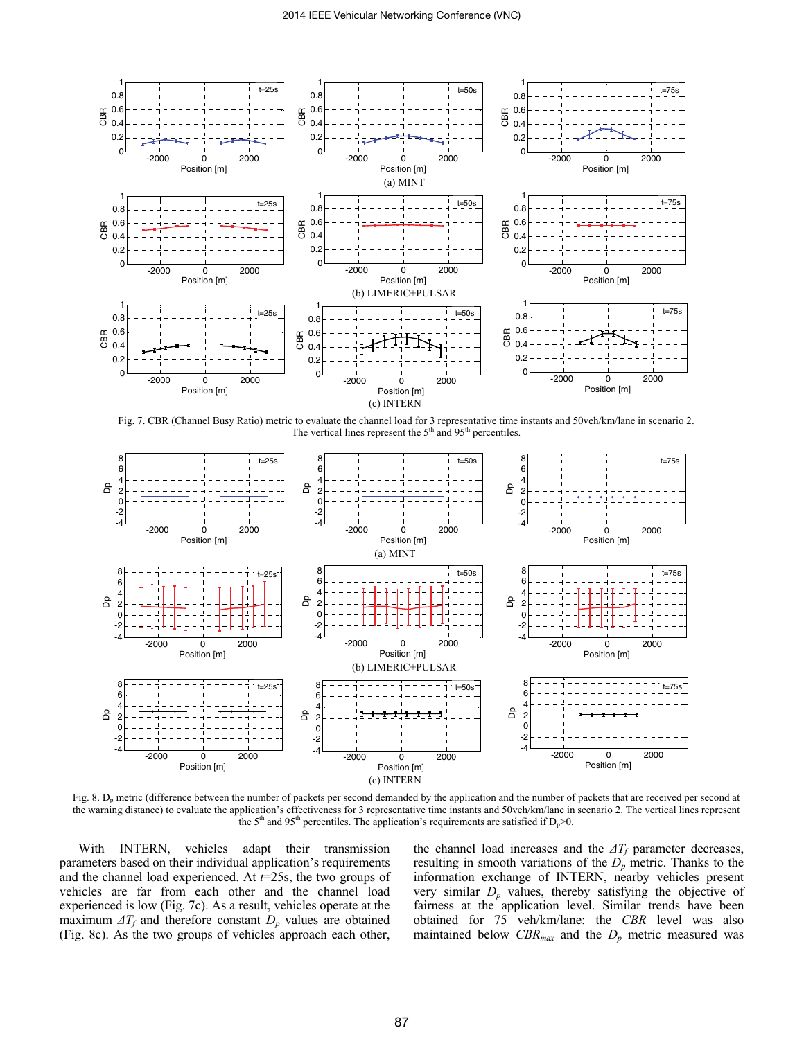Fig. 7. CBR (Channel Busy Ratio) metric to evaluate the channel load for 3 representative time instants and 50veh/km/lane in scenario 2. The vertical lines represent the 5[th] and 95[th] percentiles.

Fig. 8. $D_p$ metric (difference between the number of packets per second demanded by the application and the number of packets that are received per second at the warning distance) to evaluate the application's effectiveness for 3 representative time instants and 50veh/km/lane in scenario 2. The vertical lines represent the 5[th] and 95[th] percentiles. The application's requirements are satisfied if $D_p$>0.

With INTERN, vehicles adapt their transmission parameters based on their individual application's requirements and the channel load experienced. At $t$=25s, the two groups of vehicles are far from each other and the channel load experienced is low (Fig. 7c). As a result, vehicles operate at the maximum $\Delta T_f$ and therefore constant $D_p$ values are obtained (Fig. 8c). As the two groups of vehicles approach each other, the channel load increases and the $\Delta T_f$ parameter decreases, resulting in smooth variations of the $D_p$ metric. Thanks to the information exchange of INTERN, nearby vehicles present very similar $D_p$ values, thereby satisfying the objective of fairness at the application level. Similar trends have been obtained for 75 veh/km/lane: the $CBR$ level was also maintained below $CBR_{max}$ and the $D_p$ metric measured was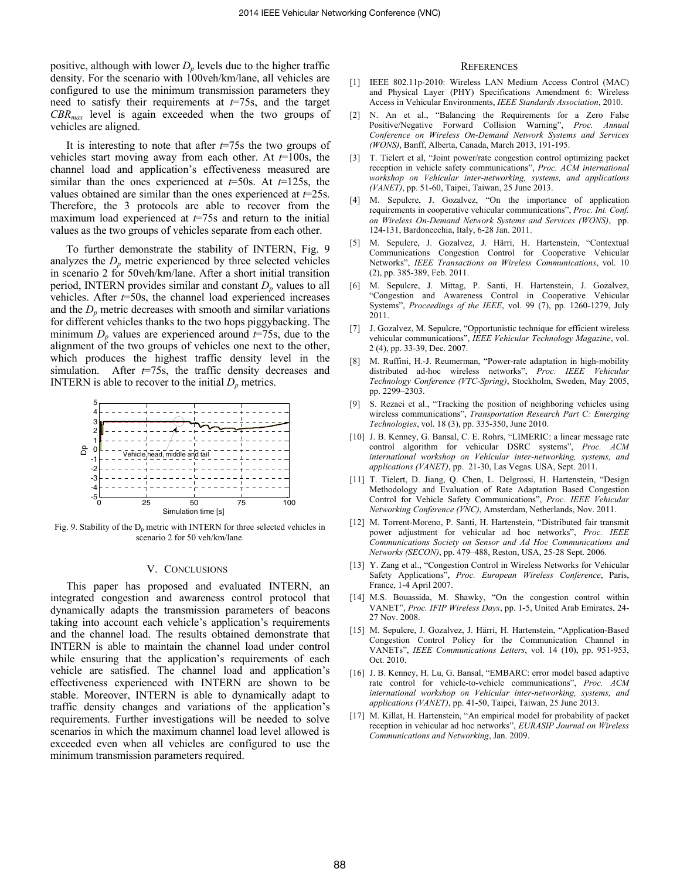positive, although with lower $D_p$ levels due to the higher traffic density. For the scenario with 100veh/km/lane, all vehicles are configured to use the minimum transmission parameters they need to satisfy their requirements at $t$=75s, and the target $CBR_{max}$ level is again exceeded when the two groups of vehicles are aligned.

It is interesting to note that after $t$=75s the two groups of vehicles start moving away from each other. At $t$=100s, the channel load and application's effectiveness measured are similar than the ones experienced at $t$=50s. At $t$=125s, the values obtained are similar than the ones experienced at $t$=25s. Therefore, the 3 protocols are able to recover from the maximum load experienced at $t$=75s and return to the initial values as the two groups of vehicles separate from each other.

To further demonstrate the stability of INTERN, Fig. 9 analyzes the $D_p$ metric experienced by three selected vehicles in scenario 2 for 50veh/km/lane. After a short initial transition period, INTERN provides similar and constant $D_p$ values to all vehicles. After $t$=50s, the channel load experienced increases and the $D_p$ metric decreases with smooth and similar variations for different vehicles thanks to the two hops piggybacking. The minimum $D_p$ values are experienced around $t$=75s, due to the alignment of the two groups of vehicles one next to the other, which produces the highest traffic density level in the simulation. After $t$=75s, the traffic density decreases and INTERN is able to recover to the initial $D_p$ metrics.

Dp
5
4
3
2
1
0
-1
-2
-3
-4
-5
0
25
50
75
100
Simulation time [s]
Vehicle head, middle and tail

Fig. 9. Stability of the $D_p$ metric with INTERN for three selected vehicles in scenario 2 for 50 veh/km/lane.

## V. CONCLUSIONS

This paper has proposed and evaluated INTERN, an integrated congestion and awareness control protocol that dynamically adapts the transmission parameters of beacons taking into account each vehicle's application's requirements and the channel load. The results obtained demonstrate that INTERN is able to maintain the channel load under control while ensuring that the application's requirements of each vehicle are satisfied. The channel load and application's effectiveness experienced with INTERN are shown to be stable. Moreover, INTERN is able to dynamically adapt to traffic density changes and variations of the application's requirements. Further investigations will be needed to solve scenarios in which the maximum channel load level allowed is exceeded even when all vehicles are configured to use the minimum transmission parameters required.

## REFERENCES

[1] IEEE 802.11p-2010: Wireless LAN Medium Access Control (MAC) and Physical Layer (PHY) Specifications Amendment 6: Wireless Access in Vehicular Environments, *IEEE Standards Association*, 2010.

[2] N. An et al., "Balancing the Requirements for a Zero False Positive/Negative Forward Collision Warning", *Proc. Annual Conference on Wireless On-Demand Network Systems and Services (WONS)*, Banff, Alberta, Canada, March 2013, 191-195.

[3] T. Tielert et al, "Joint power/rate congestion control optimizing packet reception in vehicle safety communications", *Proc. ACM international workshop on Vehicular inter-networking, systems, and applications (VANET)*, pp. 51-60, Taipei, Taiwan, 25 June 2013.

[4] M. Sepulcre, J. Gozalvez, "On the importance of application requirements in cooperative vehicular communications", *Proc. Int. Conf. on Wireless On-Demand Network Systems and Services (WONS)*, pp. 124-131, Bardonecchia, Italy, 6-28 Jan. 2011.

[5] M. Sepulcre, J. Gozalvez, J. Härri, H. Hartenstein, "Contextual Communications Congestion Control for Cooperative Vehicular Networks", *IEEE Transactions on Wireless Communications*, vol. 10 (2), pp. 385-389, Feb. 2011.

[6] M. Sepulcre, J. Mittag, P. Santi, H. Hartenstein, J. Gozalvez, "Congestion and Awareness Control in Cooperative Vehicular Systems", *Proceedings of the IEEE*, vol. 99 (7), pp. 1260-1279, July 2011.

[7] J. Gozalvez, M. Sepulcre, "Opportunistic technique for efficient wireless vehicular communications", *IEEE Vehicular Technology Magazine*, vol. 2 (4), pp. 33-39, Dec. 2007.

[8] M. Ruffini, H.-J. Reumerman, "Power-rate adaptation in high-mobility distributed ad-hoc wireless networks", *Proc. IEEE Vehicular Technology Conference (VTC-Spring)*, Stockholm, Sweden, May 2005, pp. 2299–2303.

[9] S. Rezaei et al., "Tracking the position of neighboring vehicles using wireless communications", *Transportation Research Part C: Emerging Technologies*, vol. 18 (3), pp. 335-350, June 2010.

[10] J. B. Kenney, G. Bansal, C. E. Rohrs, "LIMERIC: a linear message rate control algorithm for vehicular DSRC systems", *Proc. ACM international workshop on Vehicular inter-networking, systems, and applications (VANET)*, pp. 21-30, Las Vegas. USA, Sept. 2011.

[11] T. Tielert, D. Jiang, Q. Chen, L. Delgrossi, H. Hartenstein, "Design Methodology and Evaluation of Rate Adaptation Based Congestion Control for Vehicle Safety Communications", *Proc. IEEE Vehicular Networking Conference (VNC)*, Amsterdam, Netherlands, Nov. 2011.

[12] M. Torrent-Moreno, P. Santi, H. Hartenstein, "Distributed fair transmit power adjustment for vehicular ad hoc networks", *Proc. IEEE Communications Society on Sensor and Ad Hoc Communications and Networks (SECON)*, pp. 479–488, Reston, USA, 25-28 Sept. 2006.

[13] Y. Zang et al., "Congestion Control in Wireless Networks for Vehicular Safety Applications", *Proc. European Wireless Conference*, Paris, France, 1-4 April 2007.

[14] M.S. Bouassida, M. Shawky, "On the congestion control within VANET", *Proc. IFIP Wireless Days*, pp. 1-5, United Arab Emirates, 24-27 Nov. 2008.

[15] M. Sepulcre, J. Gozalvez, J. Härri, H. Hartenstein, "Application-Based Congestion Control Policy for the Communication Channel in VANETs", *IEEE Communications Letters*, vol. 14 (10), pp. 951-953, Oct. 2010.

[16] J. B. Kenney, H. Lu, G. Bansal, "EMBARC: error model based adaptive rate control for vehicle-to-vehicle communications", *Proc. ACM international workshop on Vehicular inter-networking, systems, and applications (VANET)*, pp. 41-50, Taipei, Taiwan, 25 June 2013.

[17] M. Killat, H. Hartenstein, "An empirical model for probability of packet reception in vehicular ad hoc networks", *EURASIP Journal on Wireless Communications and Networking*, Jan. 2009.